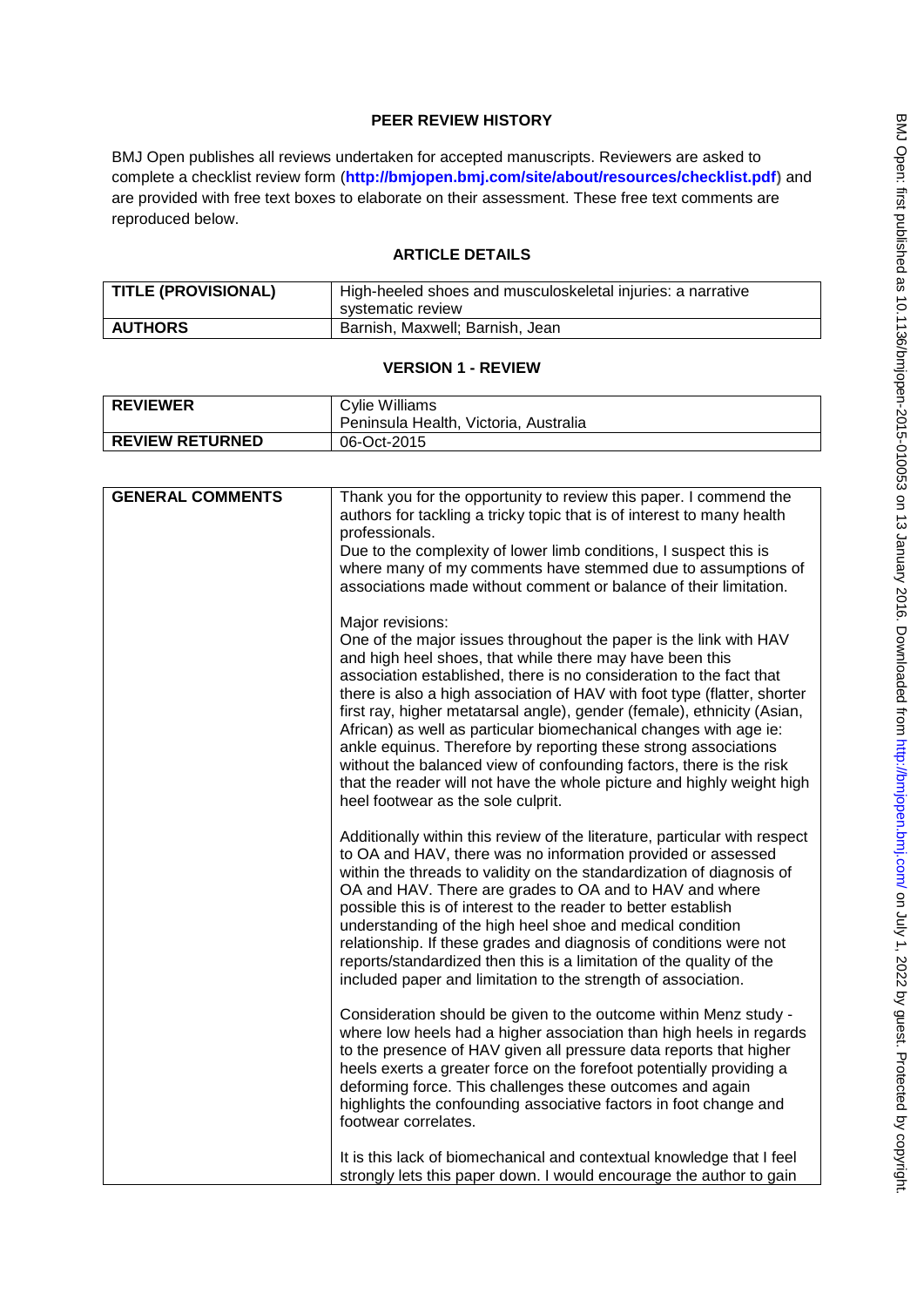## PEER REVIEW HISTORY

BMJ Open publishes all reviews undertaken for accepted manuscripts. Reviewers are asked to complete a checklist review form (**http://bmjopen.bmj.com/site/about/resources/checklist.pdf**) and are provided with free text boxes to elaborate on their assessment. These free text comments are reproduced below.

## ARTICLE DETAILS

| **TITLE (PROVISIONAL)** | High-heeled shoes and musculoskeletal injuries: a narrative systematic review |
|---|---|
| **AUTHORS** | Barnish, Maxwell; Barnish, Jean |

## VERSION 1 - REVIEW

| **REVIEWER** | Cylie Williams<br>Peninsula Health, Victoria, Australia |
|---|---|
| **REVIEW RETURNED** | 06-Oct-2015 |

| **GENERAL COMMENTS** | Thank you for the opportunity to review this paper. I commend the authors for tackling a tricky topic that is of interest to many health professionals.<br>Due to the complexity of lower limb conditions, I suspect this is where many of my comments have stemmed due to assumptions of associations made without comment or balance of their limitation.<br><br>Major revisions:<br>One of the major issues throughout the paper is the link with HAV and high heel shoes, that while there may have been this association established, there is no consideration to the fact that there is also a high association of HAV with foot type (flatter, shorter first ray, higher metatarsal angle), gender (female), ethnicity (Asian, African) as well as particular biomechanical changes with age ie: ankle equinus. Therefore by reporting these strong associations without the balanced view of confounding factors, there is the risk that the reader will not have the whole picture and highly weight high heel footwear as the sole culprit.<br><br>Additionally within this review of the literature, particular with respect to OA and HAV, there was no information provided or assessed within the threads to validity on the standardization of diagnosis of OA and HAV. There are grades to OA and to HAV and where possible this is of interest to the reader to better establish understanding of the high heel shoe and medical condition relationship. If these grades and diagnosis of conditions were not reports/standardized then this is a limitation of the quality of the included paper and limitation to the strength of association.<br><br>Consideration should be given to the outcome within Menz study - where low heels had a higher association than high heels in regards to the presence of HAV given all pressure data reports that higher heels exerts a greater force on the forefoot potentially providing a deforming force. This challenges these outcomes and again highlights the confounding associative factors in foot change and footwear correlates.<br><br>It is this lack of biomechanical and contextual knowledge that I feel strongly lets this paper down. I would encourage the author to gain |
|---|---|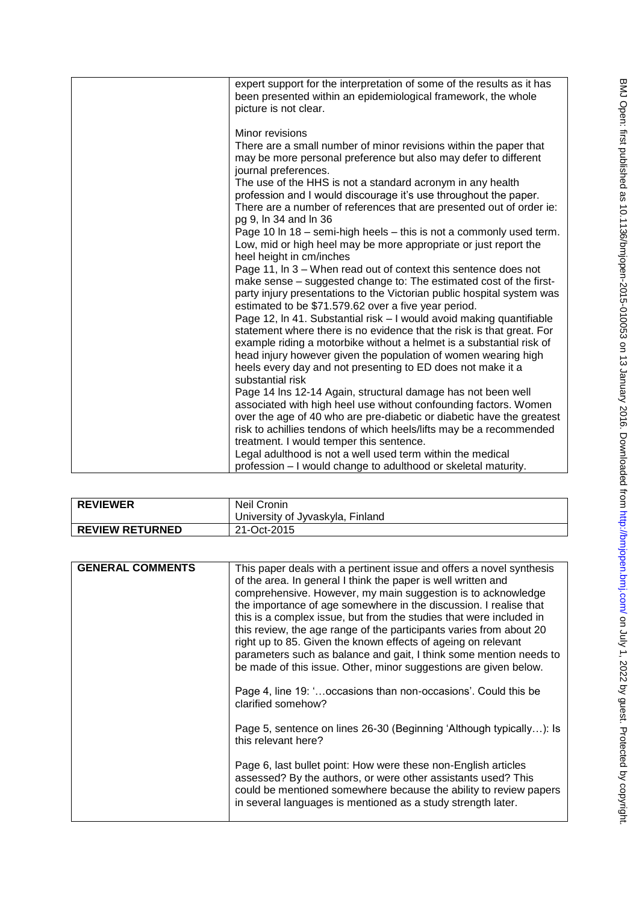| | |
|---|---|
| | expert support for the interpretation of some of the results as it has been presented within an epidemiological framework, the whole picture is not clear.<br><br>Minor revisions<br>There are a small number of minor revisions within the paper that may be more personal preference but also may defer to different journal preferences.<br>The use of the HHS is not a standard acronym in any health profession and I would discourage it's use throughout the paper.<br>There are a number of references that are presented out of order ie: pg 9, ln 34 and ln 36<br>Page 10 ln 18 – semi-high heels – this is not a commonly used term. Low, mid or high heel may be more appropriate or just report the heel height in cm/inches<br>Page 11, ln 3 – When read out of context this sentence does not make sense – suggested change to: The estimated cost of the first-party injury presentations to the Victorian public hospital system was estimated to be $71.579.62 over a five year period.<br>Page 12, ln 41. Substantial risk – I would avoid making quantifiable statement where there is no evidence that the risk is that great. For example riding a motorbike without a helmet is a substantial risk of head injury however given the population of women wearing high heels every day and not presenting to ED does not make it a substantial risk<br>Page 14 lns 12-14 Again, structural damage has not been well associated with high heel use without confounding factors. Women over the age of 40 who are pre-diabetic or diabetic have the greatest risk to achillies tendons of which heels/lifts may be a recommended treatment. I would temper this sentence.<br>Legal adulthood is not a well used term within the medical profession – I would change to adulthood or skeletal maturity. |

| REVIEWER | Neil Cronin<br>University of Jyvaskyla, Finland |
|---|---|
| REVIEW RETURNED | 21-Oct-2015 |

| GENERAL COMMENTS | This paper deals with a pertinent issue and offers a novel synthesis of the area. In general I think the paper is well written and comprehensive. However, my main suggestion is to acknowledge the importance of age somewhere in the discussion. I realise that this is a complex issue, but from the studies that were included in this review, the age range of the participants varies from about 20 right up to 85. Given the known effects of ageing on relevant parameters such as balance and gait, I think some mention needs to be made of this issue. Other, minor suggestions are given below.<br><br>Page 4, line 19: '…occasions than non-occasions'. Could this be clarified somehow?<br><br>Page 5, sentence on lines 26-30 (Beginning 'Although typically…): Is this relevant here?<br><br>Page 6, last bullet point: How were these non-English articles assessed? By the authors, or were other assistants used? This could be mentioned somewhere because the ability to review papers in several languages is mentioned as a study strength later. |
|---|---|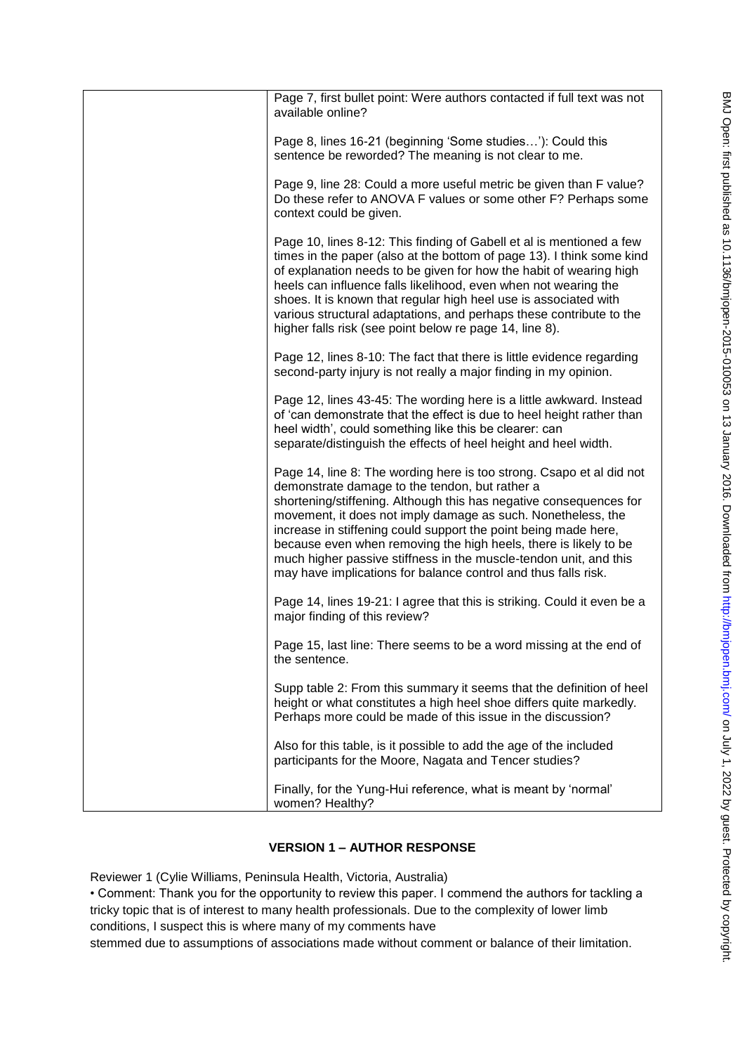| | |
|---|---|
| | Page 7, first bullet point: Were authors contacted if full text was not available online?<br><br>Page 8, lines 16-21 (beginning 'Some studies…'): Could this sentence be reworded? The meaning is not clear to me.<br><br>Page 9, line 28: Could a more useful metric be given than F value? Do these refer to ANOVA F values or some other F? Perhaps some context could be given.<br><br>Page 10, lines 8-12: This finding of Gabell et al is mentioned a few times in the paper (also at the bottom of page 13). I think some kind of explanation needs to be given for how the habit of wearing high heels can influence falls likelihood, even when not wearing the shoes. It is known that regular high heel use is associated with various structural adaptations, and perhaps these contribute to the higher falls risk (see point below re page 14, line 8).<br><br>Page 12, lines 8-10: The fact that there is little evidence regarding second-party injury is not really a major finding in my opinion.<br><br>Page 12, lines 43-45: The wording here is a little awkward. Instead of 'can demonstrate that the effect is due to heel height rather than heel width', could something like this be clearer: can separate/distinguish the effects of heel height and heel width.<br><br>Page 14, line 8: The wording here is too strong. Csapo et al did not demonstrate damage to the tendon, but rather a shortening/stiffening. Although this has negative consequences for movement, it does not imply damage as such. Nonetheless, the increase in stiffening could support the point being made here, because even when removing the high heels, there is likely to be much higher passive stiffness in the muscle-tendon unit, and this may have implications for balance control and thus falls risk.<br><br>Page 14, lines 19-21: I agree that this is striking. Could it even be a major finding of this review?<br><br>Page 15, last line: There seems to be a word missing at the end of the sentence.<br><br>Supp table 2: From this summary it seems that the definition of heel height or what constitutes a high heel shoe differs quite markedly. Perhaps more could be made of this issue in the discussion?<br><br>Also for this table, is it possible to add the age of the included participants for the Moore, Nagata and Tencer studies?<br><br>Finally, for the Yung-Hui reference, what is meant by 'normal' women? Healthy? |

## VERSION 1 – AUTHOR RESPONSE

Reviewer 1 (Cylie Williams, Peninsula Health, Victoria, Australia)

• Comment: Thank you for the opportunity to review this paper. I commend the authors for tackling a tricky topic that is of interest to many health professionals. Due to the complexity of lower limb conditions, I suspect this is where many of my comments have stemmed due to assumptions of associations made without comment or balance of their limitation.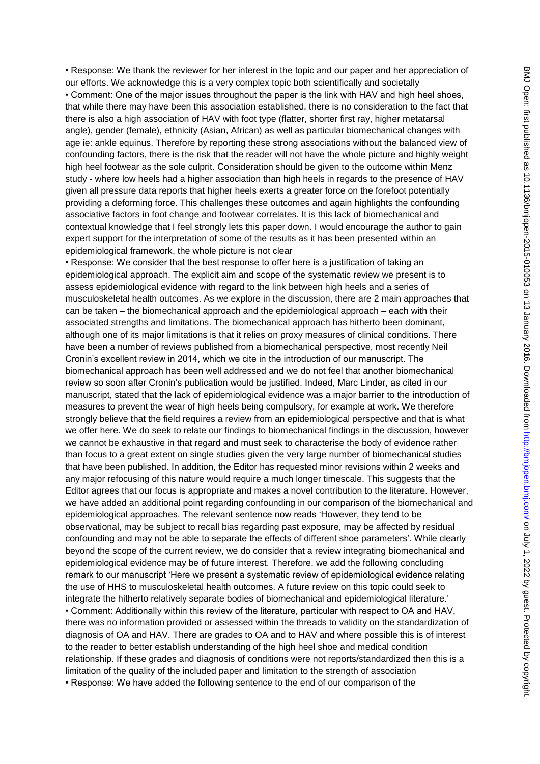• Response: We thank the reviewer for her interest in the topic and our paper and her appreciation of our efforts. We acknowledge this is a very complex topic both scientifically and societally

• Comment: One of the major issues throughout the paper is the link with HAV and high heel shoes, that while there may have been this association established, there is no consideration to the fact that there is also a high association of HAV with foot type (flatter, shorter first ray, higher metatarsal angle), gender (female), ethnicity (Asian, African) as well as particular biomechanical changes with age ie: ankle equinus. Therefore by reporting these strong associations without the balanced view of confounding factors, there is the risk that the reader will not have the whole picture and highly weight high heel footwear as the sole culprit. Consideration should be given to the outcome within Menz study - where low heels had a higher association than high heels in regards to the presence of HAV given all pressure data reports that higher heels exerts a greater force on the forefoot potentially providing a deforming force. This challenges these outcomes and again highlights the confounding associative factors in foot change and footwear correlates. It is this lack of biomechanical and contextual knowledge that I feel strongly lets this paper down. I would encourage the author to gain expert support for the interpretation of some of the results as it has been presented within an epidemiological framework, the whole picture is not clear

• Response: We consider that the best response to offer here is a justification of taking an epidemiological approach. The explicit aim and scope of the systematic review we present is to assess epidemiological evidence with regard to the link between high heels and a series of musculoskeletal health outcomes. As we explore in the discussion, there are 2 main approaches that can be taken – the biomechanical approach and the epidemiological approach – each with their associated strengths and limitations. The biomechanical approach has hitherto been dominant, although one of its major limitations is that it relies on proxy measures of clinical conditions. There have been a number of reviews published from a biomechanical perspective, most recently Neil Cronin's excellent review in 2014, which we cite in the introduction of our manuscript. The biomechanical approach has been well addressed and we do not feel that another biomechanical review so soon after Cronin's publication would be justified. Indeed, Marc Linder, as cited in our manuscript, stated that the lack of epidemiological evidence was a major barrier to the introduction of measures to prevent the wear of high heels being compulsory, for example at work. We therefore strongly believe that the field requires a review from an epidemiological perspective and that is what we offer here. We do seek to relate our findings to biomechanical findings in the discussion, however we cannot be exhaustive in that regard and must seek to characterise the body of evidence rather than focus to a great extent on single studies given the very large number of biomechanical studies that have been published. In addition, the Editor has requested minor revisions within 2 weeks and any major refocusing of this nature would require a much longer timescale. This suggests that the Editor agrees that our focus is appropriate and makes a novel contribution to the literature. However, we have added an additional point regarding confounding in our comparison of the biomechanical and epidemiological approaches. The relevant sentence now reads 'However, they tend to be observational, may be subject to recall bias regarding past exposure, may be affected by residual confounding and may not be able to separate the effects of different shoe parameters'. While clearly beyond the scope of the current review, we do consider that a review integrating biomechanical and epidemiological evidence may be of future interest. Therefore, we add the following concluding remark to our manuscript 'Here we present a systematic review of epidemiological evidence relating the use of HHS to musculoskeletal health outcomes. A future review on this topic could seek to integrate the hitherto relatively separate bodies of biomechanical and epidemiological literature.'

• Comment: Additionally within this review of the literature, particular with respect to OA and HAV, there was no information provided or assessed within the threads to validity on the standardization of diagnosis of OA and HAV. There are grades to OA and to HAV and where possible this is of interest to the reader to better establish understanding of the high heel shoe and medical condition relationship. If these grades and diagnosis of conditions were not reports/standardized then this is a limitation of the quality of the included paper and limitation to the strength of association

• Response: We have added the following sentence to the end of our comparison of the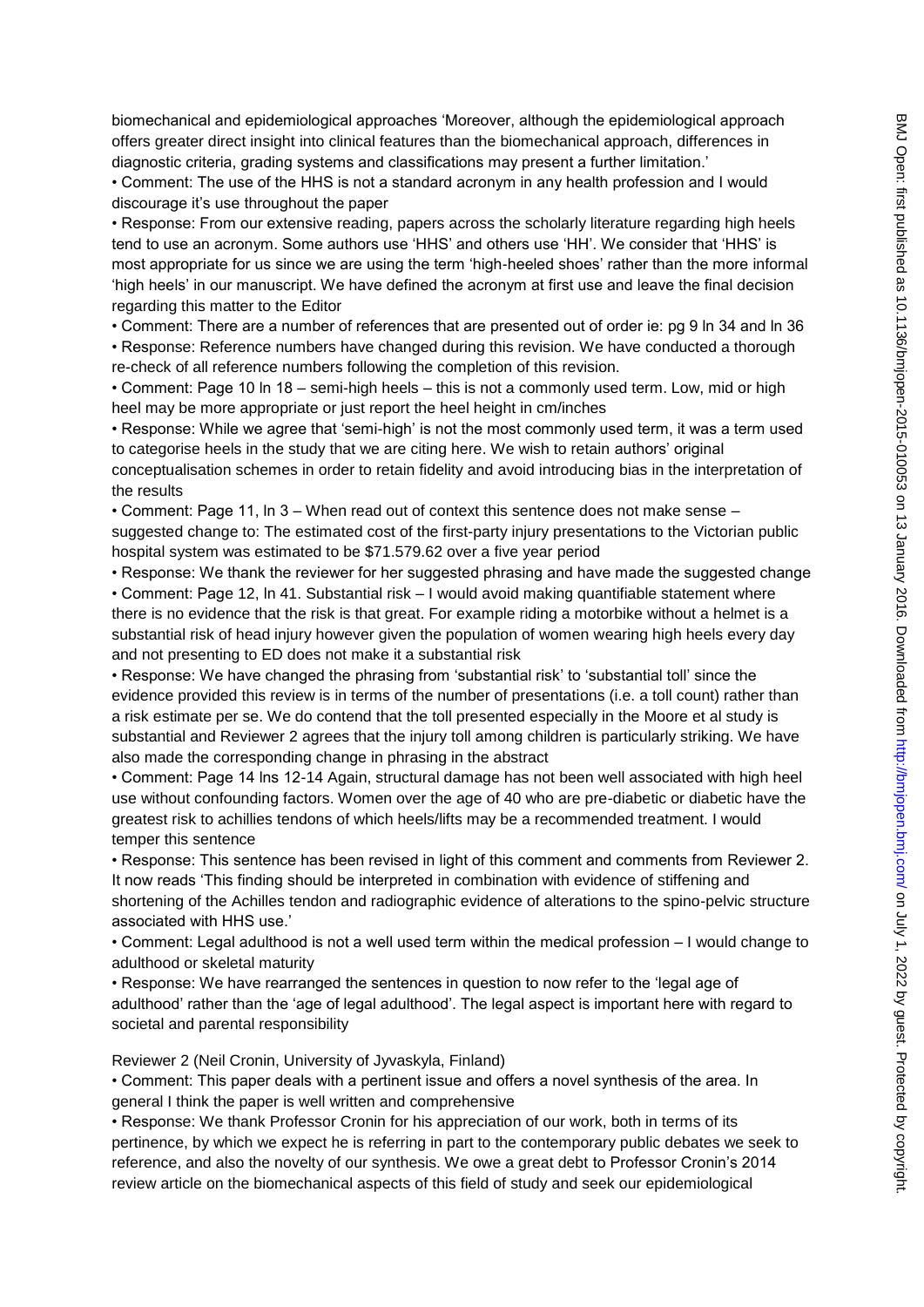biomechanical and epidemiological approaches 'Moreover, although the epidemiological approach offers greater direct insight into clinical features than the biomechanical approach, differences in diagnostic criteria, grading systems and classifications may present a further limitation.'

• Comment: The use of the HHS is not a standard acronym in any health profession and I would discourage it's use throughout the paper

• Response: From our extensive reading, papers across the scholarly literature regarding high heels tend to use an acronym. Some authors use 'HHS' and others use 'HH'. We consider that 'HHS' is most appropriate for us since we are using the term 'high-heeled shoes' rather than the more informal 'high heels' in our manuscript. We have defined the acronym at first use and leave the final decision regarding this matter to the Editor

• Comment: There are a number of references that are presented out of order ie: pg 9 ln 34 and ln 36

• Response: Reference numbers have changed during this revision. We have conducted a thorough re-check of all reference numbers following the completion of this revision.

• Comment: Page 10 ln 18 – semi-high heels – this is not a commonly used term. Low, mid or high heel may be more appropriate or just report the heel height in cm/inches

• Response: While we agree that 'semi-high' is not the most commonly used term, it was a term used to categorise heels in the study that we are citing here. We wish to retain authors' original conceptualisation schemes in order to retain fidelity and avoid introducing bias in the interpretation of the results

• Comment: Page 11, ln 3 – When read out of context this sentence does not make sense – suggested change to: The estimated cost of the first-party injury presentations to the Victorian public hospital system was estimated to be $71.579.62 over a five year period

• Response: We thank the reviewer for her suggested phrasing and have made the suggested change

• Comment: Page 12, ln 41. Substantial risk – I would avoid making quantifiable statement where there is no evidence that the risk is that great. For example riding a motorbike without a helmet is a substantial risk of head injury however given the population of women wearing high heels every day and not presenting to ED does not make it a substantial risk

• Response: We have changed the phrasing from 'substantial risk' to 'substantial toll' since the evidence provided this review is in terms of the number of presentations (i.e. a toll count) rather than a risk estimate per se. We do contend that the toll presented especially in the Moore et al study is substantial and Reviewer 2 agrees that the injury toll among children is particularly striking. We have also made the corresponding change in phrasing in the abstract

• Comment: Page 14 lns 12-14 Again, structural damage has not been well associated with high heel use without confounding factors. Women over the age of 40 who are pre-diabetic or diabetic have the greatest risk to achillies tendons of which heels/lifts may be a recommended treatment. I would temper this sentence

• Response: This sentence has been revised in light of this comment and comments from Reviewer 2. It now reads 'This finding should be interpreted in combination with evidence of stiffening and shortening of the Achilles tendon and radiographic evidence of alterations to the spino-pelvic structure associated with HHS use.'

• Comment: Legal adulthood is not a well used term within the medical profession – I would change to adulthood or skeletal maturity

• Response: We have rearranged the sentences in question to now refer to the 'legal age of adulthood' rather than the 'age of legal adulthood'. The legal aspect is important here with regard to societal and parental responsibility

Reviewer 2 (Neil Cronin, University of Jyvaskyla, Finland)

• Comment: This paper deals with a pertinent issue and offers a novel synthesis of the area. In general I think the paper is well written and comprehensive

• Response: We thank Professor Cronin for his appreciation of our work, both in terms of its pertinence, by which we expect he is referring in part to the contemporary public debates we seek to reference, and also the novelty of our synthesis. We owe a great debt to Professor Cronin's 2014 review article on the biomechanical aspects of this field of study and seek our epidemiological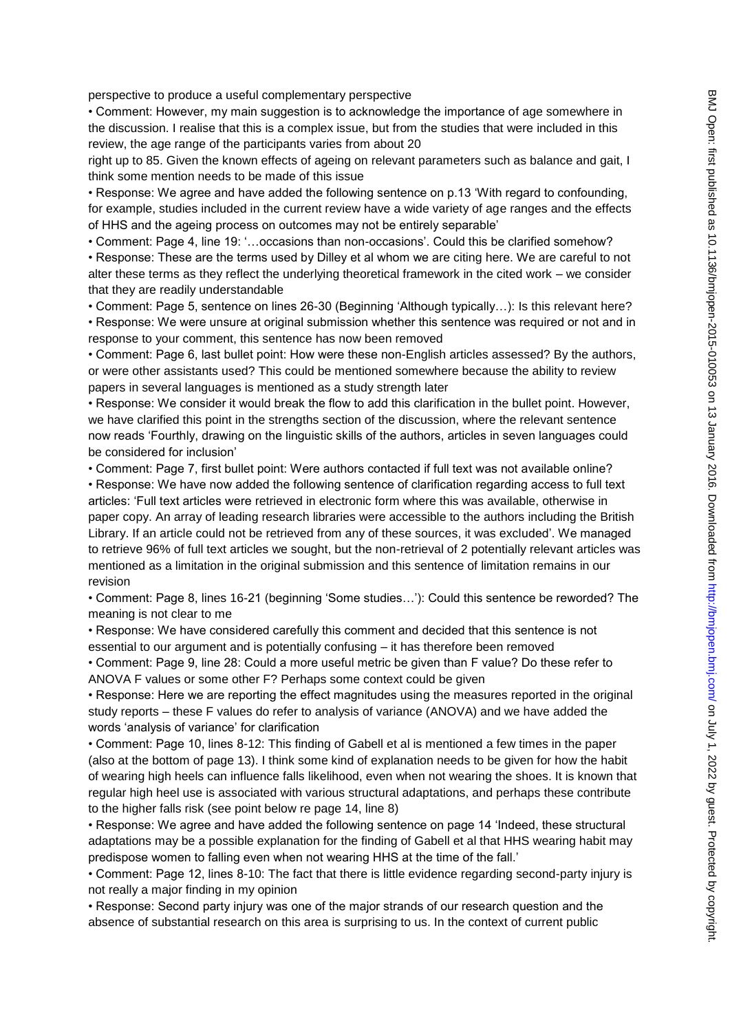perspective to produce a useful complementary perspective

- Comment: However, my main suggestion is to acknowledge the importance of age somewhere in the discussion. I realise that this is a complex issue, but from the studies that were included in this review, the age range of the participants varies from about 20 right up to 85. Given the known effects of ageing on relevant parameters such as balance and gait, I think some mention needs to be made of this issue
- Response: We agree and have added the following sentence on p.13 'With regard to confounding, for example, studies included in the current review have a wide variety of age ranges and the effects of HHS and the ageing process on outcomes may not be entirely separable'
- Comment: Page 4, line 19: '…occasions than non-occasions'. Could this be clarified somehow?
- Response: These are the terms used by Dilley et al whom we are citing here. We are careful to not alter these terms as they reflect the underlying theoretical framework in the cited work – we consider that they are readily understandable
- Comment: Page 5, sentence on lines 26-30 (Beginning 'Although typically…'): Is this relevant here?
- Response: We were unsure at original submission whether this sentence was required or not and in response to your comment, this sentence has now been removed
- Comment: Page 6, last bullet point: How were these non-English articles assessed? By the authors, or were other assistants used? This could be mentioned somewhere because the ability to review papers in several languages is mentioned as a study strength later
- Response: We consider it would break the flow to add this clarification in the bullet point. However, we have clarified this point in the strengths section of the discussion, where the relevant sentence now reads 'Fourthly, drawing on the linguistic skills of the authors, articles in seven languages could be considered for inclusion'
- Comment: Page 7, first bullet point: Were authors contacted if full text was not available online?
- Response: We have now added the following sentence of clarification regarding access to full text articles: 'Full text articles were retrieved in electronic form where this was available, otherwise in paper copy. An array of leading research libraries were accessible to the authors including the British Library. If an article could not be retrieved from any of these sources, it was excluded'. We managed to retrieve 96% of full text articles we sought, but the non-retrieval of 2 potentially relevant articles was mentioned as a limitation in the original submission and this sentence of limitation remains in our revision
- Comment: Page 8, lines 16-21 (beginning 'Some studies…'): Could this sentence be reworded? The meaning is not clear to me
- Response: We have considered carefully this comment and decided that this sentence is not essential to our argument and is potentially confusing – it has therefore been removed
- Comment: Page 9, line 28: Could a more useful metric be given than F value? Do these refer to ANOVA F values or some other F? Perhaps some context could be given
- Response: Here we are reporting the effect magnitudes using the measures reported in the original study reports – these F values do refer to analysis of variance (ANOVA) and we have added the words 'analysis of variance' for clarification
- Comment: Page 10, lines 8-12: This finding of Gabell et al is mentioned a few times in the paper (also at the bottom of page 13). I think some kind of explanation needs to be given for how the habit of wearing high heels can influence falls likelihood, even when not wearing the shoes. It is known that regular high heel use is associated with various structural adaptations, and perhaps these contribute to the higher falls risk (see point below re page 14, line 8)
- Response: We agree and have added the following sentence on page 14 'Indeed, these structural adaptations may be a possible explanation for the finding of Gabell et al that HHS wearing habit may predispose women to falling even when not wearing HHS at the time of the fall.'
- Comment: Page 12, lines 8-10: The fact that there is little evidence regarding second-party injury is not really a major finding in my opinion
- Response: Second party injury was one of the major strands of our research question and the absence of substantial research on this area is surprising to us. In the context of current public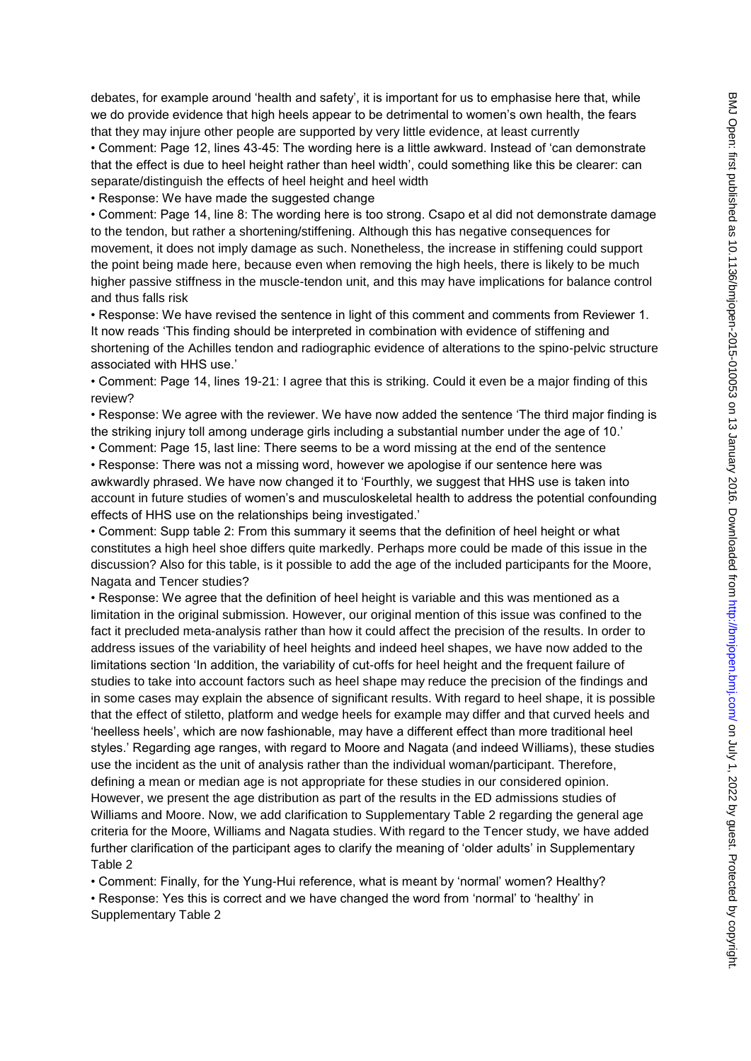debates, for example around 'health and safety', it is important for us to emphasise here that, while we do provide evidence that high heels appear to be detrimental to women's own health, the fears that they may injure other people are supported by very little evidence, at least currently

- Comment: Page 12, lines 43-45: The wording here is a little awkward. Instead of 'can demonstrate that the effect is due to heel height rather than heel width', could something like this be clearer: can separate/distinguish the effects of heel height and heel width
- Response: We have made the suggested change
- Comment: Page 14, line 8: The wording here is too strong. Csapo et al did not demonstrate damage to the tendon, but rather a shortening/stiffening. Although this has negative consequences for movement, it does not imply damage as such. Nonetheless, the increase in stiffening could support the point being made here, because even when removing the high heels, there is likely to be much higher passive stiffness in the muscle-tendon unit, and this may have implications for balance control and thus falls risk
- Response: We have revised the sentence in light of this comment and comments from Reviewer 1. It now reads 'This finding should be interpreted in combination with evidence of stiffening and shortening of the Achilles tendon and radiographic evidence of alterations to the spino-pelvic structure associated with HHS use.'
- Comment: Page 14, lines 19-21: I agree that this is striking. Could it even be a major finding of this review?
- Response: We agree with the reviewer. We have now added the sentence 'The third major finding is the striking injury toll among underage girls including a substantial number under the age of 10.'
- Comment: Page 15, last line: There seems to be a word missing at the end of the sentence
- Response: There was not a missing word, however we apologise if our sentence here was awkwardly phrased. We have now changed it to 'Fourthly, we suggest that HHS use is taken into account in future studies of women's and musculoskeletal health to address the potential confounding effects of HHS use on the relationships being investigated.'
- Comment: Supp table 2: From this summary it seems that the definition of heel height or what constitutes a high heel shoe differs quite markedly. Perhaps more could be made of this issue in the discussion? Also for this table, is it possible to add the age of the included participants for the Moore, Nagata and Tencer studies?
- Response: We agree that the definition of heel height is variable and this was mentioned as a limitation in the original submission. However, our original mention of this issue was confined to the fact it precluded meta-analysis rather than how it could affect the precision of the results. In order to address issues of the variability of heel heights and indeed heel shapes, we have now added to the limitations section 'In addition, the variability of cut-offs for heel height and the frequent failure of studies to take into account factors such as heel shape may reduce the precision of the findings and in some cases may explain the absence of significant results. With regard to heel shape, it is possible that the effect of stiletto, platform and wedge heels for example may differ and that curved heels and 'heelless heels', which are now fashionable, may have a different effect than more traditional heel styles.' Regarding age ranges, with regard to Moore and Nagata (and indeed Williams), these studies use the incident as the unit of analysis rather than the individual woman/participant. Therefore, defining a mean or median age is not appropriate for these studies in our considered opinion. However, we present the age distribution as part of the results in the ED admissions studies of Williams and Moore. Now, we add clarification to Supplementary Table 2 regarding the general age criteria for the Moore, Williams and Nagata studies. With regard to the Tencer study, we have added further clarification of the participant ages to clarify the meaning of 'older adults' in Supplementary Table 2
- Comment: Finally, for the Yung-Hui reference, what is meant by 'normal' women? Healthy?
- Response: Yes this is correct and we have changed the word from 'normal' to 'healthy' in Supplementary Table 2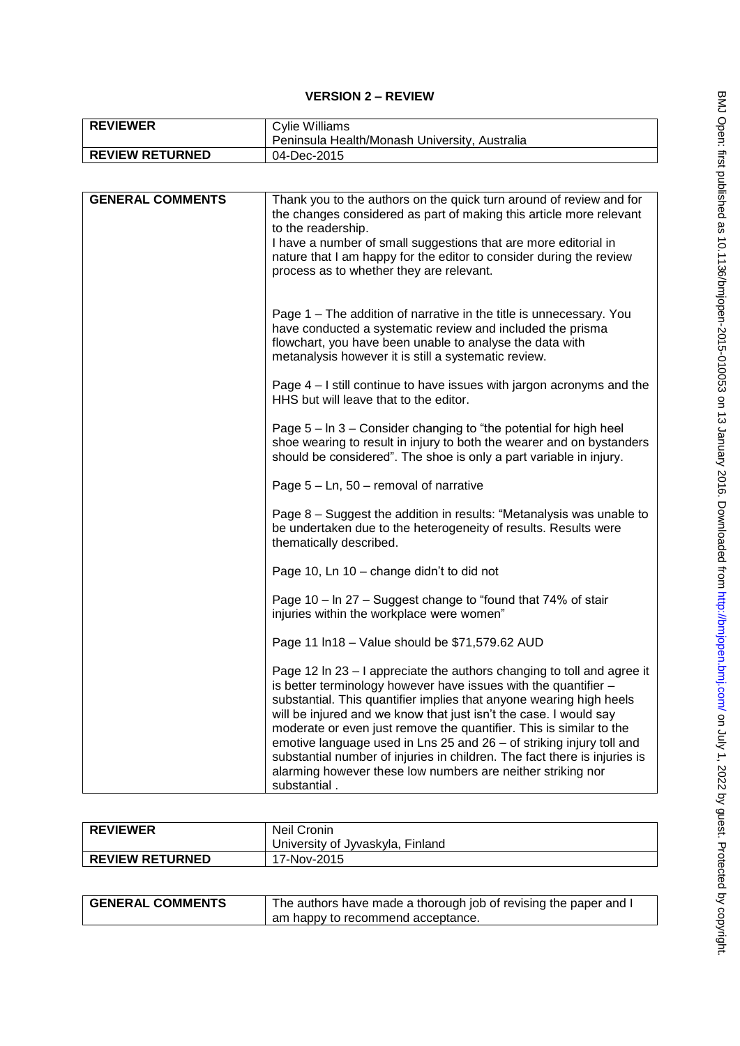# VERSION 2 – REVIEW

| REVIEWER | Cylie Williams<br>Peninsula Health/Monash University, Australia |
|---|---|
| REVIEW RETURNED | 04-Dec-2015 |

| GENERAL COMMENTS | Thank you to the authors on the quick turn around of review and for the changes considered as part of making this article more relevant to the readership.<br>I have a number of small suggestions that are more editorial in nature that I am happy for the editor to consider during the review process as to whether they are relevant.<br><br>Page 1 – The addition of narrative in the title is unnecessary. You have conducted a systematic review and included the prisma flowchart, you have been unable to analyse the data with metanalysis however it is still a systematic review.<br><br>Page 4 – I still continue to have issues with jargon acronyms and the HHS but will leave that to the editor.<br><br>Page 5 – ln 3 – Consider changing to "the potential for high heel shoe wearing to result in injury to both the wearer and on bystanders should be considered". The shoe is only a part variable in injury.<br><br>Page 5 – Ln, 50 – removal of narrative<br><br>Page 8 – Suggest the addition in results: "Metanalysis was unable to be undertaken due to the heterogeneity of results. Results were thematically described.<br><br>Page 10, Ln 10 – change didn't to did not<br><br>Page 10 – ln 27 – Suggest change to "found that 74% of stair injuries within the workplace were women"<br><br>Page 11 ln18 – Value should be $71,579.62 AUD<br><br>Page 12 ln 23 – I appreciate the authors changing to toll and agree it is better terminology however have issues with the quantifier – substantial. This quantifier implies that anyone wearing high heels will be injured and we know that just isn't the case. I would say moderate or even just remove the quantifier. This is similar to the emotive language used in Lns 25 and 26 – of striking injury toll and substantial number of injuries in children. The fact there is injuries is alarming however these low numbers are neither striking nor substantial . |
|---|---|

| REVIEWER | Neil Cronin<br>University of Jyvaskyla, Finland |
|---|---|
| REVIEW RETURNED | 17-Nov-2015 |

| GENERAL COMMENTS | The authors have made a thorough job of revising the paper and I am happy to recommend acceptance. |
|---|---|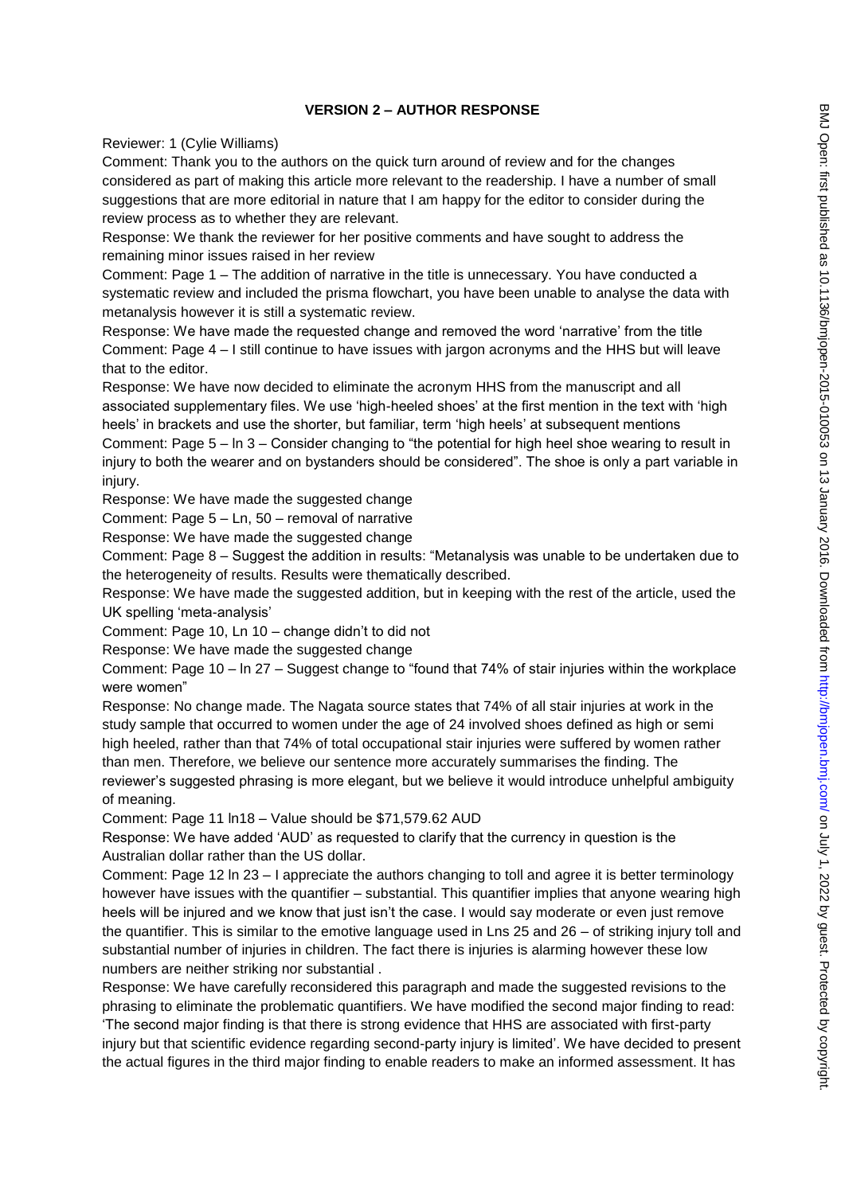**VERSION 2 – AUTHOR RESPONSE**

Reviewer: 1 (Cylie Williams)

Comment: Thank you to the authors on the quick turn around of review and for the changes considered as part of making this article more relevant to the readership. I have a number of small suggestions that are more editorial in nature that I am happy for the editor to consider during the review process as to whether they are relevant.

Response: We thank the reviewer for her positive comments and have sought to address the remaining minor issues raised in her review

Comment: Page 1 – The addition of narrative in the title is unnecessary. You have conducted a systematic review and included the prisma flowchart, you have been unable to analyse the data with metanalysis however it is still a systematic review.

Response: We have made the requested change and removed the word 'narrative' from the title

Comment: Page 4 – I still continue to have issues with jargon acronyms and the HHS but will leave that to the editor.

Response: We have now decided to eliminate the acronym HHS from the manuscript and all associated supplementary files. We use 'high-heeled shoes' at the first mention in the text with 'high heels' in brackets and use the shorter, but familiar, term 'high heels' at subsequent mentions

Comment: Page 5 – ln 3 – Consider changing to "the potential for high heel shoe wearing to result in injury to both the wearer and on bystanders should be considered". The shoe is only a part variable in injury.

Response: We have made the suggested change

Comment: Page 5 – Ln, 50 – removal of narrative

Response: We have made the suggested change

Comment: Page 8 – Suggest the addition in results: "Metanalysis was unable to be undertaken due to the heterogeneity of results. Results were thematically described.

Response: We have made the suggested addition, but in keeping with the rest of the article, used the UK spelling 'meta-analysis'

Comment: Page 10, Ln 10 – change didn't to did not

Response: We have made the suggested change

Comment: Page 10 – ln 27 – Suggest change to "found that 74% of stair injuries within the workplace were women"

Response: No change made. The Nagata source states that 74% of all stair injuries at work in the study sample that occurred to women under the age of 24 involved shoes defined as high or semi high heeled, rather than that 74% of total occupational stair injuries were suffered by women rather than men. Therefore, we believe our sentence more accurately summarises the finding. The reviewer's suggested phrasing is more elegant, but we believe it would introduce unhelpful ambiguity of meaning.

Comment: Page 11 ln18 – Value should be $71,579.62 AUD

Response: We have added 'AUD' as requested to clarify that the currency in question is the Australian dollar rather than the US dollar.

Comment: Page 12 ln 23 – I appreciate the authors changing to toll and agree it is better terminology however have issues with the quantifier – substantial. This quantifier implies that anyone wearing high heels will be injured and we know that just isn't the case. I would say moderate or even just remove the quantifier. This is similar to the emotive language used in Lns 25 and 26 – of striking injury toll and substantial number of injuries in children. The fact there is injuries is alarming however these low numbers are neither striking nor substantial .

Response: We have carefully reconsidered this paragraph and made the suggested revisions to the phrasing to eliminate the problematic quantifiers. We have modified the second major finding to read: 'The second major finding is that there is strong evidence that HHS are associated with first-party injury but that scientific evidence regarding second-party injury is limited'. We have decided to present the actual figures in the third major finding to enable readers to make an informed assessment. It has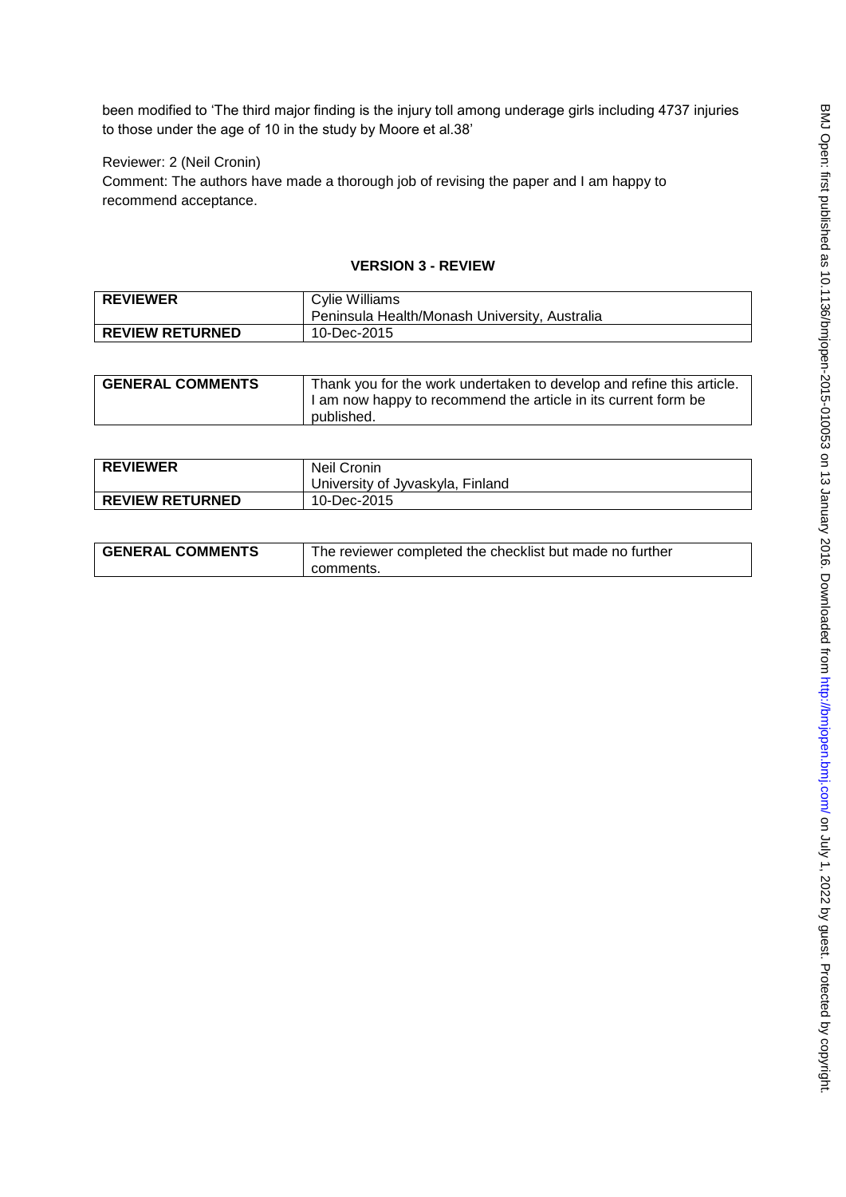been modified to 'The third major finding is the injury toll among underage girls including 4737 injuries to those under the age of 10 in the study by Moore et al.38'

Reviewer: 2 (Neil Cronin)
Comment: The authors have made a thorough job of revising the paper and I am happy to recommend acceptance.

## VERSION 3 - REVIEW

| | |
|---|---|
| **REVIEWER** | Cylie Williams<br>Peninsula Health/Monash University, Australia |
| **REVIEW RETURNED** | 10-Dec-2015 |

| | |
|---|---|
| **GENERAL COMMENTS** | Thank you for the work undertaken to develop and refine this article. I am now happy to recommend the article in its current form be published. |

| | |
|---|---|
| **REVIEWER** | Neil Cronin<br>University of Jyvaskyla, Finland |
| **REVIEW RETURNED** | 10-Dec-2015 |

| | |
|---|---|
| **GENERAL COMMENTS** | The reviewer completed the checklist but made no further comments. |